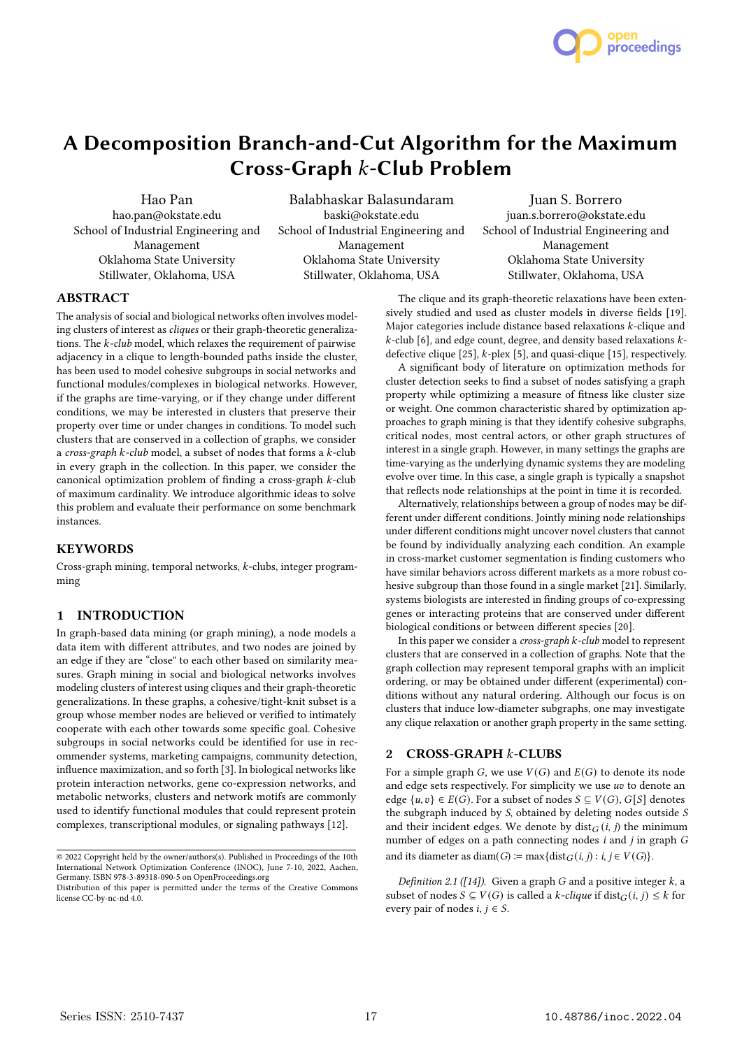# A Decomposition Branch-and-Cut Algorithm for the Maximum Cross-Graph $k$-Club Problem

Hao Pan
hao.pan@okstate.edu
School of Industrial Engineering and Management
Oklahoma State University
Stillwater, Oklahoma, USA

Balabhaskar Balasundaram
baski@okstate.edu
School of Industrial Engineering and Management
Oklahoma State University
Stillwater, Oklahoma, USA

Juan S. Borrero
juan.s.borrero@okstate.edu
School of Industrial Engineering and Management
Oklahoma State University
Stillwater, Oklahoma, USA

## ABSTRACT

The analysis of social and biological networks often involves modeling clusters of interest as *cliques* or their graph-theoretic generalizations. The $k$-*club* model, which relaxes the requirement of pairwise adjacency in a clique to length-bounded paths inside the cluster, has been used to model cohesive subgroups in social networks and functional modules/complexes in biological networks. However, if the graphs are time-varying, or if they change under different conditions, we may be interested in clusters that preserve their property over time or under changes in conditions. To model such clusters that are conserved in a collection of graphs, we consider a *cross-graph* $k$*-club* model, a subset of nodes that forms a $k$-club in every graph in the collection. In this paper, we consider the canonical optimization problem of finding a cross-graph $k$-club of maximum cardinality. We introduce algorithmic ideas to solve this problem and evaluate their performance on some benchmark instances.

## KEYWORDS

Cross-graph mining, temporal networks, $k$-clubs, integer programming

## 1 INTRODUCTION

In graph-based data mining (or graph mining), a node models a data item with different attributes, and two nodes are joined by an edge if they are "close" to each other based on similarity measures. Graph mining in social and biological networks involves modeling clusters of interest using cliques and their graph-theoretic generalizations. In these graphs, a cohesive/tight-knit subset is a group whose member nodes are believed or verified to intimately cooperate with each other towards some specific goal. Cohesive subgroups in social networks could be identified for use in recommender systems, marketing campaigns, community detection, influence maximization, and so forth [3]. In biological networks like protein interaction networks, gene co-expression networks, and metabolic networks, clusters and network motifs are commonly used to identify functional modules that could represent protein complexes, transcriptional modules, or signaling pathways [12].

The clique and its graph-theoretic relaxations have been extensively studied and used as cluster models in diverse fields [19]. Major categories include distance based relaxations $k$-clique and $k$-club [6], and edge count, degree, and density based relaxations $k$-defective clique [25], $k$-plex [5], and quasi-clique [15], respectively.

A significant body of literature on optimization methods for cluster detection seeks to find a subset of nodes satisfying a graph property while optimizing a measure of fitness like cluster size or weight. One common characteristic shared by optimization approaches to graph mining is that they identify cohesive subgraphs, critical nodes, most central actors, or other graph structures of interest in a single graph. However, in many settings the graphs are time-varying as the underlying dynamic systems they are modeling evolve over time. In this case, a single graph is typically a snapshot that reflects node relationships at the point in time it is recorded.

Alternatively, relationships between a group of nodes may be different under different conditions. Jointly mining node relationships under different conditions might uncover novel clusters that cannot be found by individually analyzing each condition. An example in cross-market customer segmentation is finding customers who have similar behaviors across different markets as a more robust cohesive subgroup than those found in a single market [21]. Similarly, systems biologists are interested in finding groups of co-expressing genes or interacting proteins that are conserved under different biological conditions or between different species [20].

In this paper we consider a *cross-graph* $k$*-club* model to represent clusters that are conserved in a collection of graphs. Note that the graph collection may represent temporal graphs with an implicit ordering, or may be obtained under different (experimental) conditions without any natural ordering. Although our focus is on clusters that induce low-diameter subgraphs, one may investigate any clique relaxation or another graph property in the same setting.

## 2 CROSS-GRAPH $k$-CLUBS

For a simple graph $G$, we use $V(G)$ and $E(G)$ to denote its node and edge sets respectively. For simplicity we use $uv$ to denote an edge $\{u, v\} \in E(G)$. For a subset of nodes $S \subseteq V(G)$, $G[S]$ denotes the subgraph induced by $S$, obtained by deleting nodes outside $S$ and their incident edges. We denote by $\text{dist}_G(i, j)$ the minimum number of edges on a path connecting nodes $i$ and $j$ in graph $G$ and its diameter as $\text{diam}(G) := \max\{\text{dist}_G(i, j) : i, j \in V(G)\}$.

*Definition 2.1 ([14]).* Given a graph $G$ and a positive integer $k$, a subset of nodes $S \subseteq V(G)$ is called a $k$*-clique* if $\text{dist}_G(i, j) \leq k$ for every pair of nodes $i, j \in S$.

---

© 2022 Copyright held by the owner/authors(s). Published in Proceedings of the 10th International Network Optimization Conference (INOC), June 7-10, 2022, Aachen, Germany. ISBN 978-3-89318-090-5 on OpenProceedings.org
Distribution of this paper is permitted under the terms of the Creative Commons license CC-by-nc-nd 4.0.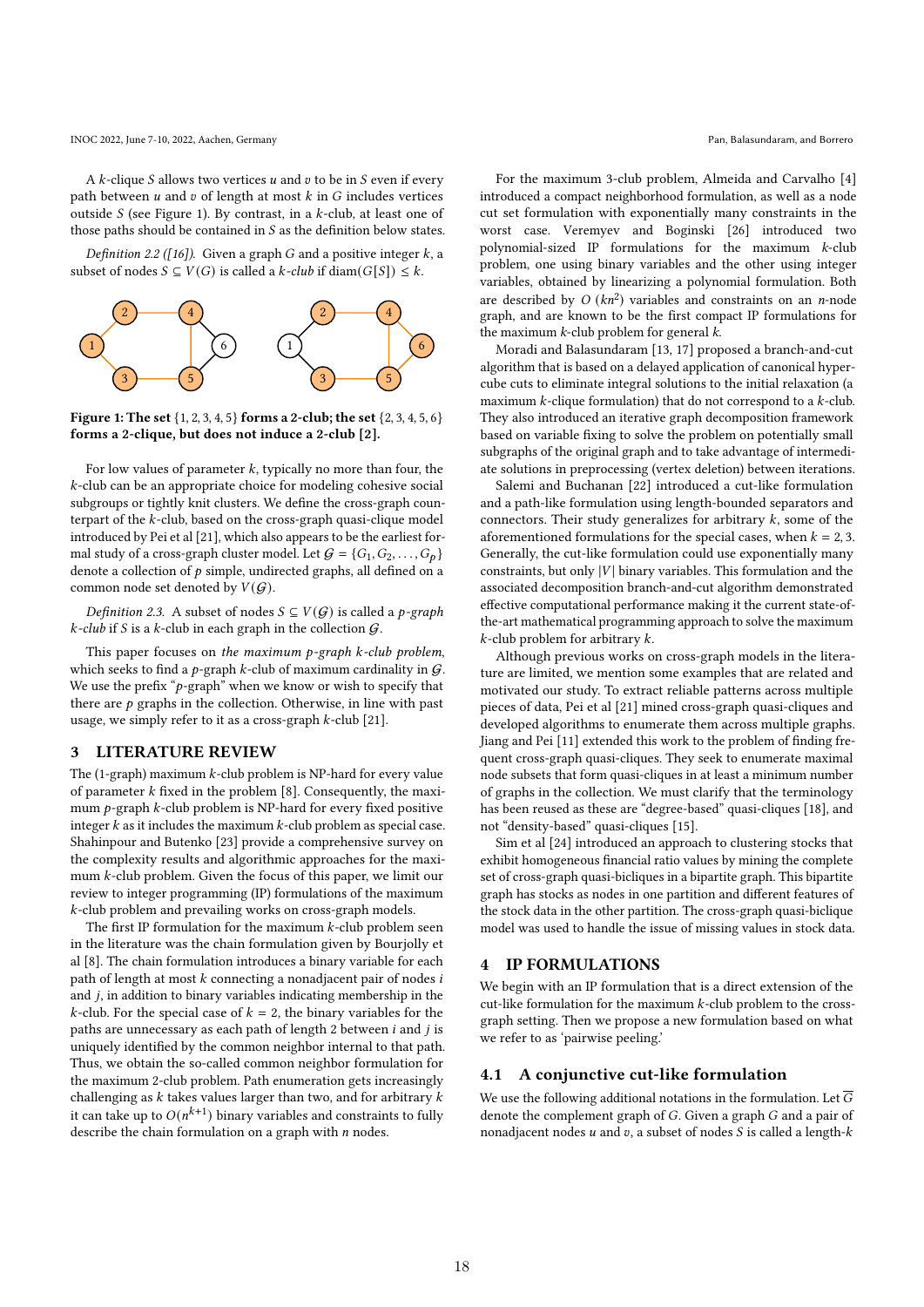A $k$-clique $S$ allows two vertices $u$ and $v$ to be in $S$ even if every path between $u$ and $v$ of length at most $k$ in $G$ includes vertices outside $S$ (see Figure 1). By contrast, in a $k$-club, at least one of those paths should be contained in $S$ as the definition below states.

*Definition 2.2 ([16]).* Given a graph $G$ and a positive integer $k$, a subset of nodes $S \subseteq V(G)$ is called a *$k$-club* if $\text{diam}(G[S]) \leq k$.

**Figure 1: The set $\{1, 2, 3, 4, 5\}$ forms a 2-club; the set $\{2, 3, 4, 5, 6\}$ forms a 2-clique, but does not induce a 2-club [2].**

For low values of parameter $k$, typically no more than four, the $k$-club can be an appropriate choice for modeling cohesive social subgroups or tightly knit clusters. We define the cross-graph counterpart of the $k$-club, based on the cross-graph quasi-clique model introduced by Pei et al [21], which also appears to be the earliest formal study of a cross-graph cluster model. Let $\mathcal{G} = \{G_1, G_2, \ldots, G_p\}$ denote a collection of $p$ simple, undirected graphs, all defined on a common node set denoted by $V(\mathcal{G})$.

*Definition 2.3.* A subset of nodes $S \subseteq V(\mathcal{G})$ is called a *$p$-graph $k$-club* if $S$ is a $k$-club in each graph in the collection $\mathcal{G}$.

This paper focuses on *the maximum $p$-graph $k$-club problem*, which seeks to find a $p$-graph $k$-club of maximum cardinality in $\mathcal{G}$. We use the prefix "$p$-graph" when we know or wish to specify that there are $p$ graphs in the collection. Otherwise, in line with past usage, we simply refer to it as a cross-graph $k$-club [21].

## 3 LITERATURE REVIEW

The (1-graph) maximum $k$-club problem is NP-hard for every value of parameter $k$ fixed in the problem [8]. Consequently, the maximum $p$-graph $k$-club problem is NP-hard for every fixed positive integer $k$ as it includes the maximum $k$-club problem as special case. Shahinpour and Butenko [23] provide a comprehensive survey on the complexity results and algorithmic approaches for the maximum $k$-club problem. Given the focus of this paper, we limit our review to integer programming (IP) formulations of the maximum $k$-club problem and prevailing works on cross-graph models.

The first IP formulation for the maximum $k$-club problem seen in the literature was the chain formulation given by Bourjolly et al [8]. The chain formulation introduces a binary variable for each path of length at most $k$ connecting a nonadjacent pair of nodes $i$ and $j$, in addition to binary variables indicating membership in the $k$-club. For the special case of $k = 2$, the binary variables for the paths are unnecessary as each path of length 2 between $i$ and $j$ is uniquely identified by the common neighbor internal to that path. Thus, we obtain the so-called common neighbor formulation for the maximum 2-club problem. Path enumeration gets increasingly challenging as $k$ takes values larger than two, and for arbitrary $k$ it can take up to $O(n^{k+1})$ binary variables and constraints to fully describe the chain formulation on a graph with $n$ nodes.

For the maximum 3-club problem, Almeida and Carvalho [4] introduced a compact neighborhood formulation, as well as a node cut set formulation with exponentially many constraints in the worst case. Veremyev and Boginski [26] introduced two polynomial-sized IP formulations for the maximum $k$-club problem, one using binary variables and the other using integer variables, obtained by linearizing a polynomial formulation. Both are described by $O(kn^2)$ variables and constraints on an $n$-node graph, and are known to be the first compact IP formulations for the maximum $k$-club problem for general $k$.

Moradi and Balasundaram [13, 17] proposed a branch-and-cut algorithm that is based on a delayed application of canonical hypercube cuts to eliminate integral solutions to the initial relaxation (a maximum $k$-clique formulation) that do not correspond to a $k$-club. They also introduced an iterative graph decomposition framework based on variable fixing to solve the problem on potentially small subgraphs of the original graph and to take advantage of intermediate solutions in preprocessing (vertex deletion) between iterations.

Salemi and Buchanan [22] introduced a cut-like formulation and a path-like formulation using length-bounded separators and connectors. Their study generalizes for arbitrary $k$, some of the aforementioned formulations for the special cases, when $k = 2, 3$. Generally, the cut-like formulation could use exponentially many constraints, but only $|V|$ binary variables. This formulation and the associated decomposition branch-and-cut algorithm demonstrated effective computational performance making it the current state-of-the-art mathematical programming approach to solve the maximum $k$-club problem for arbitrary $k$.

Although previous works on cross-graph models in the literature are limited, we mention some examples that are related and motivated our study. To extract reliable patterns across multiple pieces of data, Pei et al [21] mined cross-graph quasi-cliques and developed algorithms to enumerate them across multiple graphs. Jiang and Pei [11] extended this work to the problem of finding frequent cross-graph quasi-cliques. They seek to enumerate maximal node subsets that form quasi-cliques in at least a minimum number of graphs in the collection. We must clarify that the terminology has been reused as these are "degree-based" quasi-cliques [18], and not "density-based" quasi-cliques [15].

Sim et al [24] introduced an approach to clustering stocks that exhibit homogeneous financial ratio values by mining the complete set of cross-graph quasi-bicliques in a bipartite graph. This bipartite graph has stocks as nodes in one partition and different features of the stock data in the other partition. The cross-graph quasi-biclique model was used to handle the issue of missing values in stock data.

## 4 IP FORMULATIONS

We begin with an IP formulation that is a direct extension of the cut-like formulation for the maximum $k$-club problem to the cross-graph setting. Then we propose a new formulation based on what we refer to as 'pairwise peeling.'

### 4.1 A conjunctive cut-like formulation

We use the following additional notations in the formulation. Let $\overline{G}$ denote the complement graph of $G$. Given a graph $G$ and a pair of nonadjacent nodes $u$ and $v$, a subset of nodes $S$ is called a length-$k$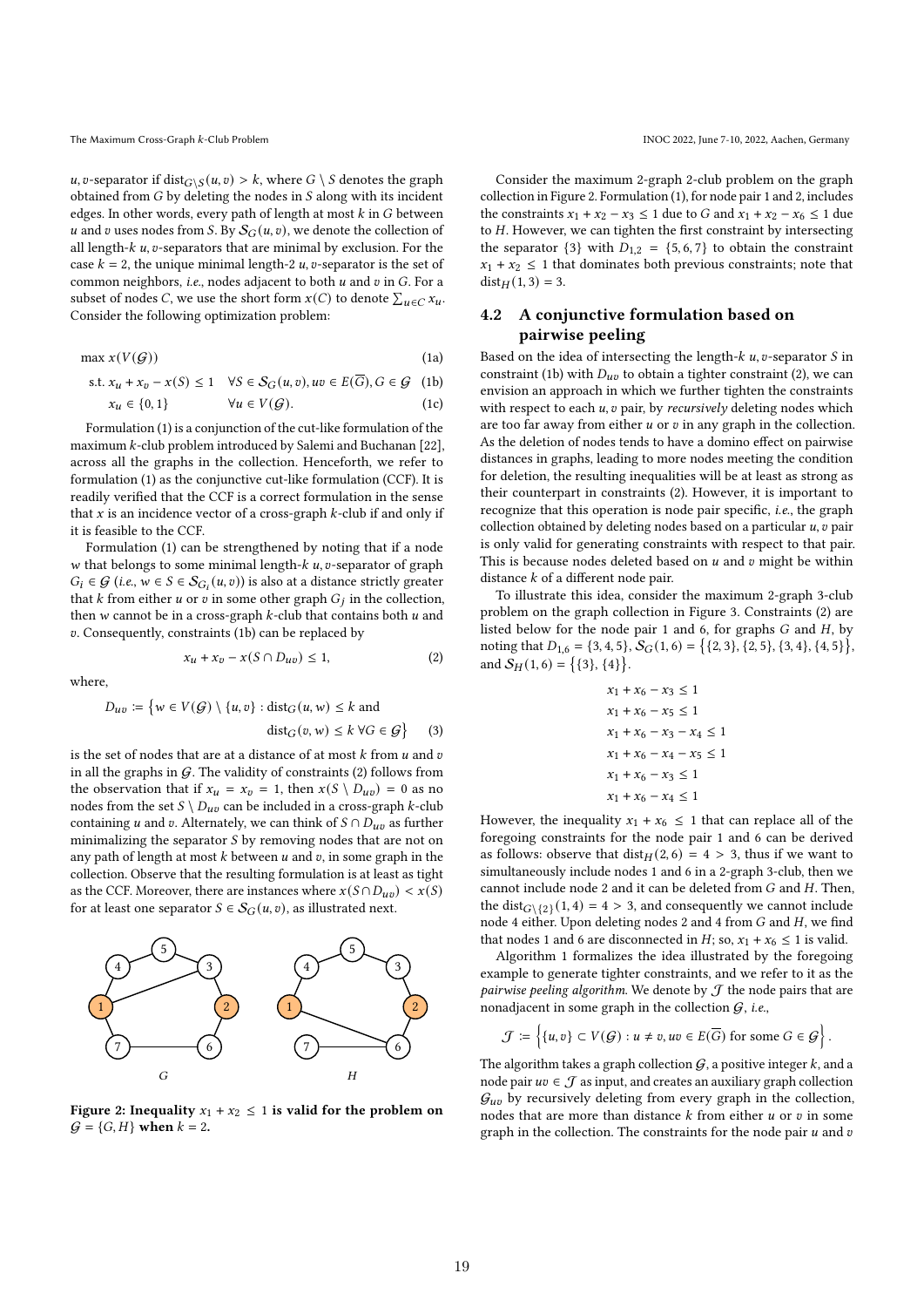$u, v$-separator if $\text{dist}_{G \setminus S}(u, v) > k$, where $G \setminus S$ denotes the graph obtained from $G$ by deleting the nodes in $S$ along with its incident edges. In other words, every path of length at most $k$ in $G$ between $u$ and $v$ uses nodes from $S$. By $\mathcal{S}_G(u, v)$, we denote the collection of all length-$k$ $u, v$-separators that are minimal by exclusion. For the case $k = 2$, the unique minimal length-2 $u, v$-separator is the set of common neighbors, *i.e.*, nodes adjacent to both $u$ and $v$ in $G$. For a subset of nodes $C$, we use the short form $x(C)$ to denote $\sum_{u \in C} x_u$. Consider the following optimization problem:

$$\max x(V(\mathcal{G})) \tag{1a}$$

$$\text{s.t. } x_u + x_v - x(S) \leq 1 \quad \forall S \in \mathcal{S}_G(u, v), uv \in E(\overline{G}), G \in \mathcal{G} \tag{1b}$$

$$x_u \in \{0, 1\} \quad \forall u \in V(\mathcal{G}). \tag{1c}$$

Formulation (1) is a conjunction of the cut-like formulation of the maximum $k$-club problem introduced by Salemi and Buchanan [22], across all the graphs in the collection. Henceforth, we refer to formulation (1) as the conjunctive cut-like formulation (CCF). It is readily verified that the CCF is a correct formulation in the sense that $x$ is an incidence vector of a cross-graph $k$-club if and only if it is feasible to the CCF.

Formulation (1) can be strengthened by noting that if a node $w$ that belongs to some minimal length-$k$ $u, v$-separator of graph $G_i \in \mathcal{G}$ (*i.e.*, $w \in S \in \mathcal{S}_{G_i}(u, v)$) is also at a distance strictly greater that $k$ from either $u$ or $v$ in some other graph $G_j$ in the collection, then $w$ cannot be in a cross-graph $k$-club that contains both $u$ and $v$. Consequently, constraints (1b) can be replaced by

$$x_u + x_v - x(S \cap D_{uv}) \leq 1, \tag{2}$$

where,

$$D_{uv} := \big\{w \in V(\mathcal{G}) \setminus \{u, v\} : \text{dist}_G(u, w) \leq k \text{ and } \text{dist}_G(v, w) \leq k \ \forall G \in \mathcal{G}\big\} \tag{3}$$

is the set of nodes that are at a distance of at most $k$ from $u$ and $v$ in all the graphs in $\mathcal{G}$. The validity of constraints (2) follows from the observation that if $x_u = x_v = 1$, then $x(S \setminus D_{uv}) = 0$ as no nodes from the set $S \setminus D_{uv}$ can be included in a cross-graph $k$-club containing $u$ and $v$. Alternately, we can think of $S \cap D_{uv}$ as further minimalizing the separator $S$ by removing nodes that are not on any path of length at most $k$ between $u$ and $v$, in some graph in the collection. Observe that the resulting formulation is at least as tight as the CCF. Moreover, there are instances where $x(S \cap D_{uv}) < x(S)$ for at least one separator $S \in \mathcal{S}_G(u, v)$, as illustrated next.

**Figure 2: Inequality $x_1 + x_2 \leq 1$ is valid for the problem on $\mathcal{G} = \{G, H\}$ when $k = 2$.**

Consider the maximum 2-graph 2-club problem on the graph collection in Figure 2. Formulation (1), for node pair 1 and 2, includes the constraints $x_1 + x_2 - x_3 \leq 1$ due to $G$ and $x_1 + x_2 - x_6 \leq 1$ due to $H$. However, we can tighten the first constraint by intersecting the separator $\{3\}$ with $D_{1,2} = \{5, 6, 7\}$ to obtain the constraint $x_1 + x_2 \leq 1$ that dominates both previous constraints; note that $\text{dist}_H(1, 3) = 3$.

## 4.2 A conjunctive formulation based on pairwise peeling

Based on the idea of intersecting the length-$k$ $u, v$-separator $S$ in constraint (1b) with $D_{uv}$ to obtain a tighter constraint (2), we can envision an approach in which we further tighten the constraints with respect to each $u, v$ pair, by *recursively* deleting nodes which are too far away from either $u$ or $v$ in any graph in the collection. As the deletion of nodes tends to have a domino effect on pairwise distances in graphs, leading to more nodes meeting the condition for deletion, the resulting inequalities will be at least as strong as their counterpart in constraints (2). However, it is important to recognize that this operation is node pair specific, *i.e.*, the graph collection obtained by deleting nodes based on a particular $u, v$ pair is only valid for generating constraints with respect to that pair. This is because nodes deleted based on $u$ and $v$ might be within distance $k$ of a different node pair.

To illustrate this idea, consider the maximum 2-graph 3-club problem on the graph collection in Figure 3. Constraints (2) are listed below for the node pair 1 and 6, for graphs $G$ and $H$, by noting that $D_{1,6} = \{3, 4, 5\}$, $\mathcal{S}_G(1, 6) = \big\{\{2, 3\}, \{2, 5\}, \{3, 4\}, \{4, 5\}\big\}$, and $\mathcal{S}_H(1, 6) = \big\{\{3\}, \{4\}\big\}$.

$$x_1 + x_6 - x_3 \leq 1$$
$$x_1 + x_6 - x_5 \leq 1$$
$$x_1 + x_6 - x_3 - x_4 \leq 1$$
$$x_1 + x_6 - x_4 - x_5 \leq 1$$
$$x_1 + x_6 - x_3 \leq 1$$
$$x_1 + x_6 - x_4 \leq 1$$

However, the inequality $x_1 + x_6 \leq 1$ that can replace all of the foregoing constraints for the node pair 1 and 6 can be derived as follows: observe that $\text{dist}_H(2, 6) = 4 > 3$, thus if we want to simultaneously include nodes 1 and 6 in a 2-graph 3-club, then we cannot include node 2 and it can be deleted from $G$ and $H$. Then, the $\text{dist}_{G \setminus \{2\}}(1, 4) = 4 > 3$, and consequently we cannot include node 4 either. Upon deleting nodes 2 and 4 from $G$ and $H$, we find that nodes 1 and 6 are disconnected in $H$; so, $x_1 + x_6 \leq 1$ is valid.

Algorithm 1 formalizes the idea illustrated by the foregoing example to generate tighter constraints, and we refer to it as the *pairwise peeling algorithm*. We denote by $\mathcal{J}$ the node pairs that are nonadjacent in some graph in the collection $\mathcal{G}$, *i.e.*,

$$\mathcal{J} := \Big\{\{u, v\} \subset V(\mathcal{G}) : u \neq v, uv \in E(\overline{G}) \text{ for some } G \in \mathcal{G}\Big\}.$$

The algorithm takes a graph collection $\mathcal{G}$, a positive integer $k$, and a node pair $uv \in \mathcal{J}$ as input, and creates an auxiliary graph collection $\mathcal{G}_{uv}$ by recursively deleting from every graph in the collection, nodes that are more than distance $k$ from either $u$ or $v$ in some graph in the collection. The constraints for the node pair $u$ and $v$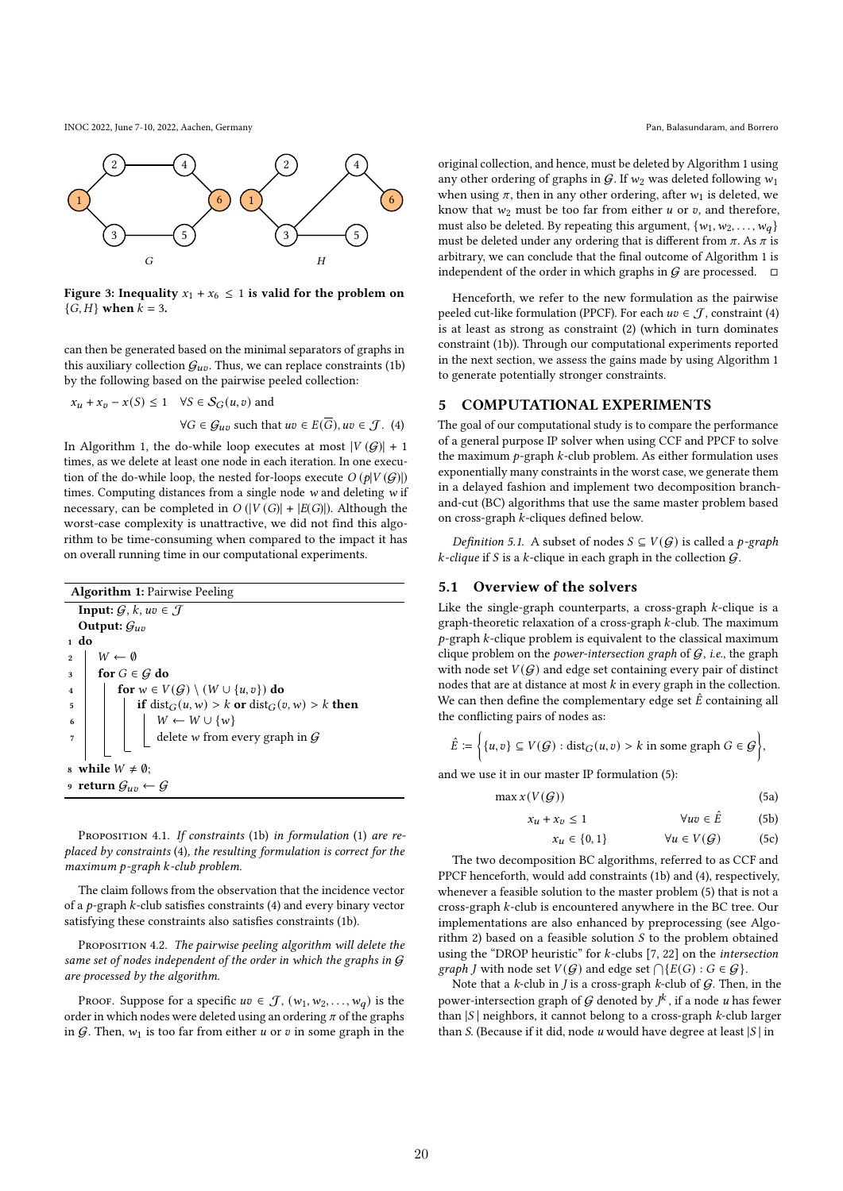Figure 3: Inequality $x_1 + x_6 \le 1$ is valid for the problem on $\{G, H\}$ when $k = 3$.

can then be generated based on the minimal separators of graphs in this auxiliary collection $\mathcal{G}_{uv}$. Thus, we can replace constraints (1b) by the following based on the pairwise peeled collection:

$$x_u + x_v - x(S) \le 1 \quad \forall S \in \mathcal{S}_G(u,v) \text{ and}$$
$$\forall G \in \mathcal{G}_{uv} \text{ such that } uv \in E(\overline{G}), uv \in \mathcal{J}. \quad (4)$$

In Algorithm 1, the do-while loop executes at most $|V(\mathcal{G})| + 1$ times, as we delete at least one node in each iteration. In one execution of the do-while loop, the nested for-loops execute $O(p|V(\mathcal{G})|)$ times. Computing distances from a single node $w$ and deleting $w$ if necessary, can be completed in $O(|V(G)| + |E(G)|)$. Although the worst-case complexity is unattractive, we did not find this algorithm to be time-consuming when compared to the impact it has on overall running time in our computational experiments.

**Algorithm 1:** Pairwise Peeling

```
  Input: 𝒢, k, uv ∈ 𝒥
  Output: 𝒢_uv
1 do
2   W ← ∅
3   for G ∈ 𝒢 do
4     for w ∈ V(𝒢) \ (W ∪ {u,v}) do
5       if dist_G(u,w) > k or dist_G(v,w) > k then
6         W ← W ∪ {w}
7         delete w from every graph in 𝒢
8 while W ≠ ∅;
9 return 𝒢_uv ← 𝒢
```

Proposition 4.1. *If constraints* (1b) *in formulation* (1) *are replaced by constraints* (4)*, the resulting formulation is correct for the maximum p-graph k-club problem.*

The claim follows from the observation that the incidence vector of a $p$-graph $k$-club satisfies constraints (4) and every binary vector satisfying these constraints also satisfies constraints (1b).

Proposition 4.2. *The pairwise peeling algorithm will delete the same set of nodes independent of the order in which the graphs in $\mathcal{G}$ are processed by the algorithm.*

Proof. Suppose for a specific $uv \in \mathcal{J}$, $(w_1, w_2, \ldots, w_q)$ is the order in which nodes were deleted using an ordering $\pi$ of the graphs in $\mathcal{G}$. Then, $w_1$ is too far from either $u$ or $v$ in some graph in the original collection, and hence, must be deleted by Algorithm 1 using any other ordering of graphs in $\mathcal{G}$. If $w_2$ was deleted following $w_1$ when using $\pi$, then in any other ordering, after $w_1$ is deleted, we know that $w_2$ must be too far from either $u$ or $v$, and therefore, must also be deleted. By repeating this argument, $\{w_1, w_2, \ldots, w_q\}$ must be deleted under any ordering that is different from $\pi$. As $\pi$ is arbitrary, we can conclude that the final outcome of Algorithm 1 is independent of the order in which graphs in $\mathcal{G}$ are processed. □

Henceforth, we refer to the new formulation as the pairwise peeled cut-like formulation (PPCF). For each $uv \in \mathcal{J}$, constraint (4) is at least as strong as constraint (2) (which in turn dominates constraint (1b)). Through our computational experiments reported in the next section, we assess the gains made by using Algorithm 1 to generate potentially stronger constraints.

## 5 COMPUTATIONAL EXPERIMENTS

The goal of our computational study is to compare the performance of a general purpose IP solver when using CCF and PPCF to solve the maximum $p$-graph $k$-club problem. As either formulation uses exponentially many constraints in the worst case, we generate them in a delayed fashion and implement two decomposition branch-and-cut (BC) algorithms that use the same master problem based on cross-graph $k$-cliques defined below.

*Definition 5.1.* A subset of nodes $S \subseteq V(\mathcal{G})$ is called a *$p$-graph $k$-clique* if $S$ is a $k$-clique in each graph in the collection $\mathcal{G}$.

### 5.1 Overview of the solvers

Like the single-graph counterparts, a cross-graph $k$-clique is a graph-theoretic relaxation of a cross-graph $k$-club. The maximum $p$-graph $k$-clique problem is equivalent to the classical maximum clique problem on the *power-intersection graph* of $\mathcal{G}$, *i.e.*, the graph with node set $V(\mathcal{G})$ and edge set containing every pair of distinct nodes that are at distance at most $k$ in every graph in the collection. We can then define the complementary edge set $\hat{E}$ containing all the conflicting pairs of nodes as:

$$\hat{E} := \Big\{\{u,v\} \subseteq V(\mathcal{G}) : \text{dist}_G(u,v) > k \text{ in some graph } G \in \mathcal{G}\Big\},$$

and we use it in our master IP formulation (5):

$$\max x(V(\mathcal{G})) \quad (5a)$$
$$x_u + x_v \le 1 \qquad \forall uv \in \hat{E} \quad (5b)$$
$$x_u \in \{0,1\} \qquad \forall u \in V(\mathcal{G}) \quad (5c)$$

The two decomposition BC algorithms, referred to as CCF and PPCF henceforth, would add constraints (1b) and (4), respectively, whenever a feasible solution to the master problem (5) that is not a cross-graph $k$-club is encountered anywhere in the BC tree. Our implementations are also enhanced by preprocessing (see Algorithm 2) based on a feasible solution $S$ to the problem obtained using the "DROP heuristic" for $k$-clubs [7, 22] on the *intersection graph* $J$ with node set $V(\mathcal{G})$ and edge set $\bigcap\{E(G) : G \in \mathcal{G}\}$.

Note that a $k$-club in $J$ is a cross-graph $k$-club of $\mathcal{G}$. Then, in the power-intersection graph of $\mathcal{G}$ denoted by $J^k$, if a node $u$ has fewer than $|S|$ neighbors, it cannot belong to a cross-graph $k$-club larger than $S$. (Because if it did, node $u$ would have degree at least $|S|$ in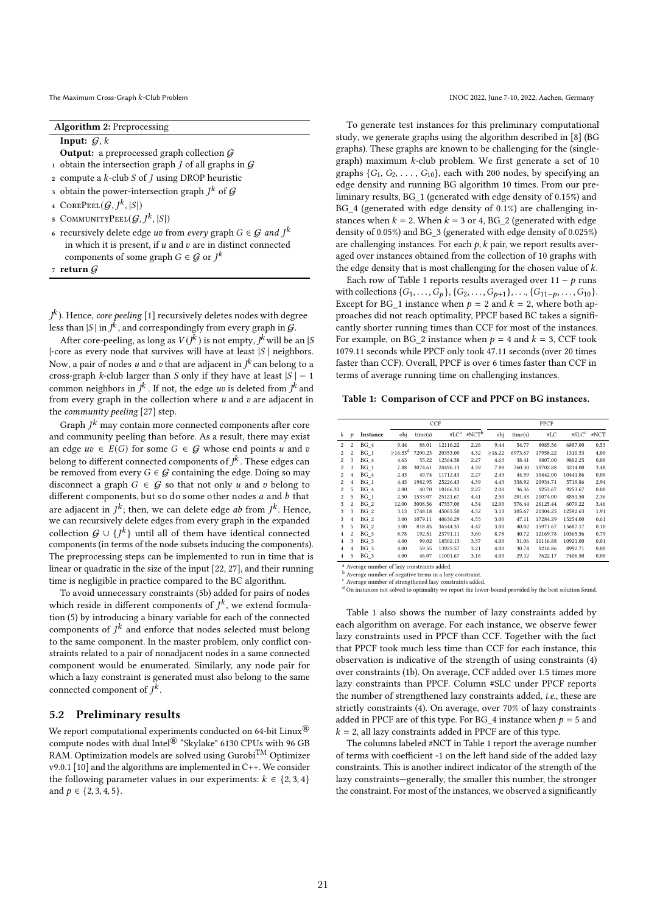**Algorithm 2:** Preprocessing

**Input:** $\mathcal{G}$, $k$

**Output:** a preprocessed graph collection $\mathcal{G}$

1. obtain the intersection graph $J$ of all graphs in $\mathcal{G}$
2. compute a $k$-club $S$ of $J$ using DROP heuristic
3. obtain the power-intersection graph $J^k$ of $\mathcal{G}$
4. CorePeel($\mathcal{G}$, $J^k$, $|S|$)
5. CommunityPeel($\mathcal{G}$, $J^k$, $|S|$)
6. recursively delete edge $uv$ from *every* graph $G \in \mathcal{G}$ *and* $J^k$ in which it is present, if $u$ and $v$ are in distinct connected components of some graph $G \in \mathcal{G}$ or $J^k$
7. **return** $\mathcal{G}$

$J^k$). Hence, *core peeling* [1] recursively deletes nodes with degree less than $|S|$ in $J^k$, and correspondingly from every graph in $\mathcal{G}$.

After core-peeling, as long as $V(J^k)$ is not empty, $J^k$ will be an $|S|$-core as every node that survives will have at least $|S|$ neighbors. Now, a pair of nodes $u$ and $v$ that are adjacent in $J^k$ can belong to a cross-graph $k$-club larger than $S$ only if they have at least $|S| - 1$ common neighbors in $J^k$. If not, the edge $uv$ is deleted from $J^k$ and from every graph in the collection where $u$ and $v$ are adjacent in the *community peeling* [27] step.

Graph $J^k$ may contain more connected components after core and community peeling than before. As a result, there may exist an edge $uv \in E(G)$ for some $G \in \mathcal{G}$ whose end points $u$ and $v$ belong to different connected components of $J^k$. These edges can be removed from every $G \in \mathcal{G}$ containing the edge. Doing so may disconnect a graph $G \in \mathcal{G}$ so that not only $u$ and $v$ belong to different components, but so do some other nodes $a$ and $b$ that are adjacent in $J^k$; then, we can delete edge $ab$ from $J^k$. Hence, we can recursively delete edges from every graph in the expanded collection $\mathcal{G} \cup \{J^k\}$ until all of them have identical connected components (in terms of the node subsets inducing the components). The preprocessing steps can be implemented to run in time that is linear or quadratic in the size of the input [22, 27], and their running time is negligible in practice compared to the BC algorithm.

To avoid unnecessary constraints (5b) added for pairs of nodes which reside in different components of $J^k$, we extend formulation (5) by introducing a binary variable for each of the connected components of $J^k$ and enforce that nodes selected must belong to the same component. In the master problem, only conflict constraints related to a pair of nonadjacent nodes in a same connected component would be enumerated. Similarly, any node pair for which a lazy constraint is generated must also belong to the same connected component of $J^k$.

## 5.2 Preliminary results

We report computational experiments conducted on 64-bit Linux® compute nodes with dual Intel® "Skylake" 6130 CPUs with 96 GB RAM. Optimization models are solved using Gurobi™ Optimizer v9.0.1 [10] and the algorithms are implemented in C++. We consider the following parameter values in our experiments: $k \in \{2, 3, 4\}$ and $p \in \{2, 3, 4, 5\}$.

To generate test instances for this preliminary computational study, we generate graphs using the algorithm described in [8] (BG graphs). These graphs are known to be challenging for the (single-graph) maximum $k$-club problem. We first generate a set of 10 graphs $\{G_1, G_2, \ldots, G_{10}\}$, each with 200 nodes, by specifying an edge density and running BG algorithm 10 times. From our preliminary results, BG_1 (generated with edge density of 0.15%) and BG_4 (generated with edge density of 0.1%) are challenging instances when $k = 2$. When $k = 3$ or 4, BG_2 (generated with edge density of 0.05%) and BG_3 (generated with edge density of 0.025%) are challenging instances. For each $p, k$ pair, we report results averaged over instances obtained from the collection of 10 graphs with the edge density that is most challenging for the chosen value of $k$.

Each row of Table 1 reports results averaged over $11 - p$ runs with collections $\{G_1, \ldots, G_p\}, \{G_2, \ldots, G_{p+1}\}, \ldots, \{G_{11-p}, \ldots, G_{10}\}$. Except for BG_1 instance when $p = 2$ and $k = 2$, where both approaches did not reach optimality, PPCF based BC takes a significantly shorter running times than CCF for most of the instances. For example, on BG_2 instance when $p = 4$ and $k = 3$, CCF took 1079.11 seconds while PPCF only took 47.11 seconds (over 20 times faster than CCF). Overall, PPCF is over 6 times faster than CCF in terms of average running time on challenging instances.

**Table 1: Comparison of CCF and PPCF on BG instances.**

| | | | CCF | | | | PPCF | | | | |
|---|---|---|---|---|---|---|---|---|---|---|---|
| $k$ | $p$ | Instance | obj | time(s) | #LC[a] | #NCT[b] | obj | time(s) | #LC | #SLC[c] | #NCT |
| 2 | 2 | BG_4 | 9.44 | 88.01 | 12116.22 | 2.26 | 9.44 | 54.77 | 8085.56 | 6887.00 | 0.53 |
| 2 | 2 | BG_1 | ≥16.33[d] | 7200.23 | 20353.00 | 4.32 | ≥16.22 | 6973.67 | 17958.22 | 1310.33 | 4.00 |
| 2 | 3 | BG_4 | 4.63 | 55.22 | 12564.38 | 2.27 | 4.63 | 38.41 | 9807.00 | 9802.25 | 0.00 |
| 2 | 3 | BG_1 | 7.88 | 3074.61 | 24496.13 | 4.39 | 7.88 | 760.30 | 19702.88 | 3214.00 | 3.48 |
| 2 | 4 | BG_4 | 2.43 | 49.74 | 11712.43 | 2.27 | 2.43 | 44.59 | 10442.00 | 10441.86 | 0.00 |
| 2 | 4 | BG_1 | 4.43 | 1982.95 | 25226.43 | 4.39 | 4.43 | 338.92 | 20934.71 | 5719.86 | 2.94 |
| 2 | 5 | BG_4 | 2.00 | 40.70 | 10166.33 | 2.27 | 2.00 | 36.36 | 9253.67 | 9253.67 | 0.00 |
| 2 | 5 | BG_1 | 2.50 | 1533.07 | 25121.67 | 4.41 | 2.50 | 201.43 | 21074.00 | 8851.50 | 2.36 |
| 3 | 2 | BG_2 | 12.00 | 3008.56 | 47557.00 | 4.54 | 12.00 | 576.44 | 26125.44 | 6079.22 | 3.46 |
| 3 | 3 | BG_2 | 3.13 | 1748.18 | 45065.50 | 4.52 | 3.13 | 105.67 | 21304.25 | 12592.63 | 1.91 |
| 3 | 4 | BG_2 | 3.00 | 1079.11 | 40636.29 | 4.55 | 3.00 | 47.11 | 17284.29 | 15254.00 | 0.61 |
| 3 | 5 | BG_2 | 3.00 | 818.45 | 36544.33 | 4.47 | 3.00 | 40.02 | 15971.67 | 15687.17 | 0.10 |
| 4 | 2 | BG_3 | 8.78 | 192.51 | 23791.11 | 3.60 | 8.78 | 40.72 | 12169.78 | 10365.56 | 0.79 |
| 4 | 3 | BG_3 | 4.00 | 99.02 | 18502.13 | 3.37 | 4.00 | 31.06 | 11116.88 | 10921.00 | 0.01 |
| 4 | 4 | BG_3 | 4.00 | 59.55 | 13925.57 | 3.21 | 4.00 | 30.74 | 9216.86 | 8992.71 | 0.00 |
| 4 | 5 | BG_3 | 4.00 | 46.07 | 11001.67 | 3.16 | 4.00 | 29.12 | 7622.17 | 7406.50 | 0.00 |

[a] Average number of lazy constraints added.
[b] Average number of negative terms in a lazy constraint.
[c] Average number of strengthened lazy constraints added.
[d] On instances not solved to optimality we report the lower-bound provided by the best solution found.

Table 1 also shows the number of lazy constraints added by each algorithm on average. For each instance, we observe fewer lazy constraints used in PPCF than CCF. Together with the fact that PPCF took much less time than CCF for each instance, this observation is indicative of the strength of using constraints (4) over constraints (1b). On average, CCF added over 1.5 times more lazy constraints than PPCF. Column #SLC under PPCF reports the number of strengthened lazy constraints added, *i.e.*, these are strictly constraints (4). On average, over 70% of lazy constraints added in PPCF are of this type. For BG_4 instance when $p = 5$ and $k = 2$, all lazy constraints added in PPCF are of this type.

The columns labeled #NCT in Table 1 report the average number of terms with coefficient -1 on the left hand side of the added lazy constraints. This is another indirect indicator of the strength of the lazy constraints—generally, the smaller this number, the stronger the constraint. For most of the instances, we observed a significantly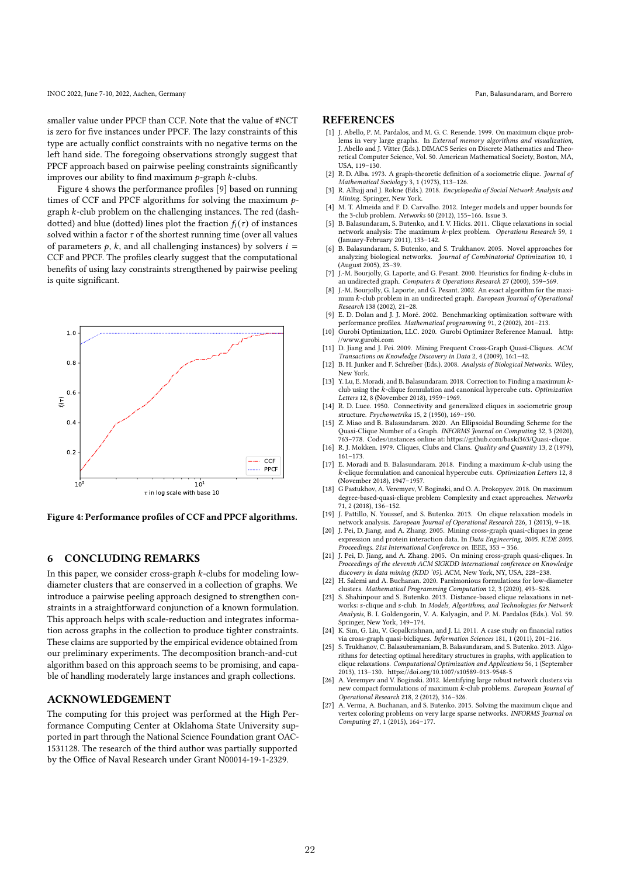smaller value under PPCF than CCF. Note that the value of #NCT is zero for five instances under PPCF. The lazy constraints of this type are actually conflict constraints with no negative terms on the left hand side. The foregoing observations strongly suggest that PPCF approach based on pairwise peeling constraints significantly improves our ability to find maximum $p$-graph $k$-clubs.

Figure 4 shows the performance profiles [9] based on running times of CCF and PPCF algorithms for solving the maximum $p$-graph $k$-club problem on the challenging instances. The red (dash-dotted) and blue (dotted) lines plot the fraction $f_i(\tau)$ of instances solved within a factor $\tau$ of the shortest running time (over all values of parameters $p$, $k$, and all challenging instances) by solvers $i$ = CCF and PPCF. The profiles clearly suggest that the computational benefits of using lazy constraints strengthened by pairwise peeling is quite significant.

1.0
0.8
0.6
0.4
0.2
$f_i(\tau)$
$10^0$
$10^1$
$\tau$ in log scale with base 10
CCF
PPCF

**Figure 4: Performance profiles of CCF and PPCF algorithms.**

## 6 CONCLUDING REMARKS

In this paper, we consider cross-graph $k$-clubs for modeling low-diameter clusters that are conserved in a collection of graphs. We introduce a pairwise peeling approach designed to strengthen constraints in a straightforward conjunction of a known formulation. This approach helps with scale-reduction and integrates information across graphs in the collection to produce tighter constraints. These claims are supported by the empirical evidence obtained from our preliminary experiments. The decomposition branch-and-cut algorithm based on this approach seems to be promising, and capable of handling moderately large instances and graph collections.

## ACKNOWLEDGEMENT

The computing for this project was performed at the High Performance Computing Center at Oklahoma State University supported in part through the National Science Foundation grant OAC-1531128. The research of the third author was partially supported by the Office of Naval Research under Grant N00014-19-1-2329.

## REFERENCES

[1] J. Abello, P. M. Pardalos, and M. G. C. Resende. 1999. On maximum clique problems in very large graphs. In *External memory algorithms and visualization*, J. Abello and J. Vitter (Eds.). DIMACS Series on Discrete Mathematics and Theoretical Computer Science, Vol. 50. American Mathematical Society, Boston, MA, USA, 119–130.

[2] R. D. Alba. 1973. A graph-theoretic definition of a sociometric clique. *Journal of Mathematical Sociology* 3, 1 (1973), 113–126.

[3] R. Alhajj and J. Rokne (Eds.). 2018. *Encyclopedia of Social Network Analysis and Mining*. Springer, New York.

[4] M. T. Almeida and F. D. Carvalho. 2012. Integer models and upper bounds for the 3-club problem. *Networks* 60 (2012), 155–166. Issue 3.

[5] B. Balasundaram, S. Butenko, and I. V. Hicks. 2011. Clique relaxations in social network analysis: The maximum $k$-plex problem. *Operations Research* 59, 1 (January-February 2011), 133–142.

[6] B. Balasundaram, S. Butenko, and S. Trukhanov. 2005. Novel approaches for analyzing biological networks. *Journal of Combinatorial Optimization* 10, 1 (August 2005), 23–39.

[7] J.-M. Bourjolly, G. Laporte, and G. Pesant. 2000. Heuristics for finding $k$-clubs in an undirected graph. *Computers & Operations Research* 27 (2000), 559–569.

[8] J.-M. Bourjolly, G. Laporte, and G. Pesant. 2002. An exact algorithm for the maximum $k$-club problem in an undirected graph. *European Journal of Operational Research* 138 (2002), 21–28.

[9] E. D. Dolan and J. J. Moré. 2002. Benchmarking optimization software with performance profiles. *Mathematical programming* 91, 2 (2002), 201–213.

[10] Gurobi Optimization, LLC. 2020. Gurobi Optimizer Reference Manual. http://www.gurobi.com

[11] D. Jiang and J. Pei. 2009. Mining Frequent Cross-Graph Quasi-Cliques. *ACM Transactions on Knowledge Discovery in Data* 2, 4 (2009), 16:1–42.

[12] B. H. Junker and F. Schreiber (Eds.). 2008. *Analysis of Biological Networks*. Wiley, New York.

[13] Y. Lu, E. Moradi, and B. Balasundaram. 2018. Correction to: Finding a maximum $k$-club using the $k$-clique formulation and canonical hypercube cuts. *Optimization Letters* 12, 8 (November 2018), 1959–1969.

[14] R. D. Luce. 1950. Connectivity and generalized cliques in sociometric group structure. *Psychometrika* 15, 2 (1950), 169–190.

[15] Z. Miao and B. Balasundaram. 2020. An Ellipsoidal Bounding Scheme for the Quasi-Clique Number of a Graph. *INFORMS Journal on Computing* 32, 3 (2020), 763–778. Codes/instances online at: https://github.com/baski363/Quasi-clique.

[16] R. J. Mokken. 1979. Cliques, Clubs and Clans. *Quality and Quantity* 13, 2 (1979), 161–173.

[17] E. Moradi and B. Balasundaram. 2018. Finding a maximum $k$-club using the $k$-clique formulation and canonical hypercube cuts. *Optimization Letters* 12, 8 (November 2018), 1947–1957.

[18] G Pastukhov, A. Veremyev, V. Boginski, and O. A. Prokopyev. 2018. On maximum degree-based-quasi-clique problem: Complexity and exact approaches. *Networks* 71, 2 (2018), 136–152.

[19] J. Pattillo, N. Youssef, and S. Butenko. 2013. On clique relaxation models in network analysis. *European Journal of Operational Research* 226, 1 (2013), 9–18.

[20] J. Pei, D. Jiang, and A. Zhang. 2005. Mining cross-graph quasi-cliques in gene expression and protein interaction data. In *Data Engineering, 2005. ICDE 2005. Proceedings. 21st International Conference on*. IEEE, 353 – 356.

[21] J. Pei, D. Jiang, and A. Zhang. 2005. On mining cross-graph quasi-cliques. In *Proceedings of the eleventh ACM SIGKDD international conference on Knowledge discovery in data mining (KDD '05)*. ACM, New York, NY, USA, 228–238.

[22] H. Salemi and A. Buchanan. 2020. Parsimonious formulations for low-diameter clusters. *Mathematical Programming Computation* 12, 3 (2020), 493–528.

[23] S. Shahinpour and S. Butenko. 2013. Distance-based clique relaxations in networks: $s$-clique and $s$-club. In *Models, Algorithms, and Technologies for Network Analysis*, B. I. Goldengorin, V. A. Kalyagin, and P. M. Pardalos (Eds.). Vol. 59. Springer, New York, 149–174.

[24] K. Sim, G. Liu, V. Gopalkrishnan, and J. Li. 2011. A case study on financial ratios via cross-graph quasi-bicliques. *Information Sciences* 181, 1 (2011), 201–216.

[25] S. Trukhanov, C. Balasubramaniam, B. Balasundaram, and S. Butenko. 2013. Algorithms for detecting optimal hereditary structures in graphs, with application to clique relaxations. *Computational Optimization and Applications* 56, 1 (September 2013), 113–130. https://doi.org/10.1007/s10589-013-9548-5

[26] A. Veremyev and V. Boginski. 2012. Identifying large robust network clusters via new compact formulations of maximum $k$-club problems. *European Journal of Operational Research* 218, 2 (2012), 316–326.

[27] A. Verma, A. Buchanan, and S. Butenko. 2015. Solving the maximum clique and vertex coloring problems on very large sparse networks. *INFORMS Journal on Computing* 27, 1 (2015), 164–177.